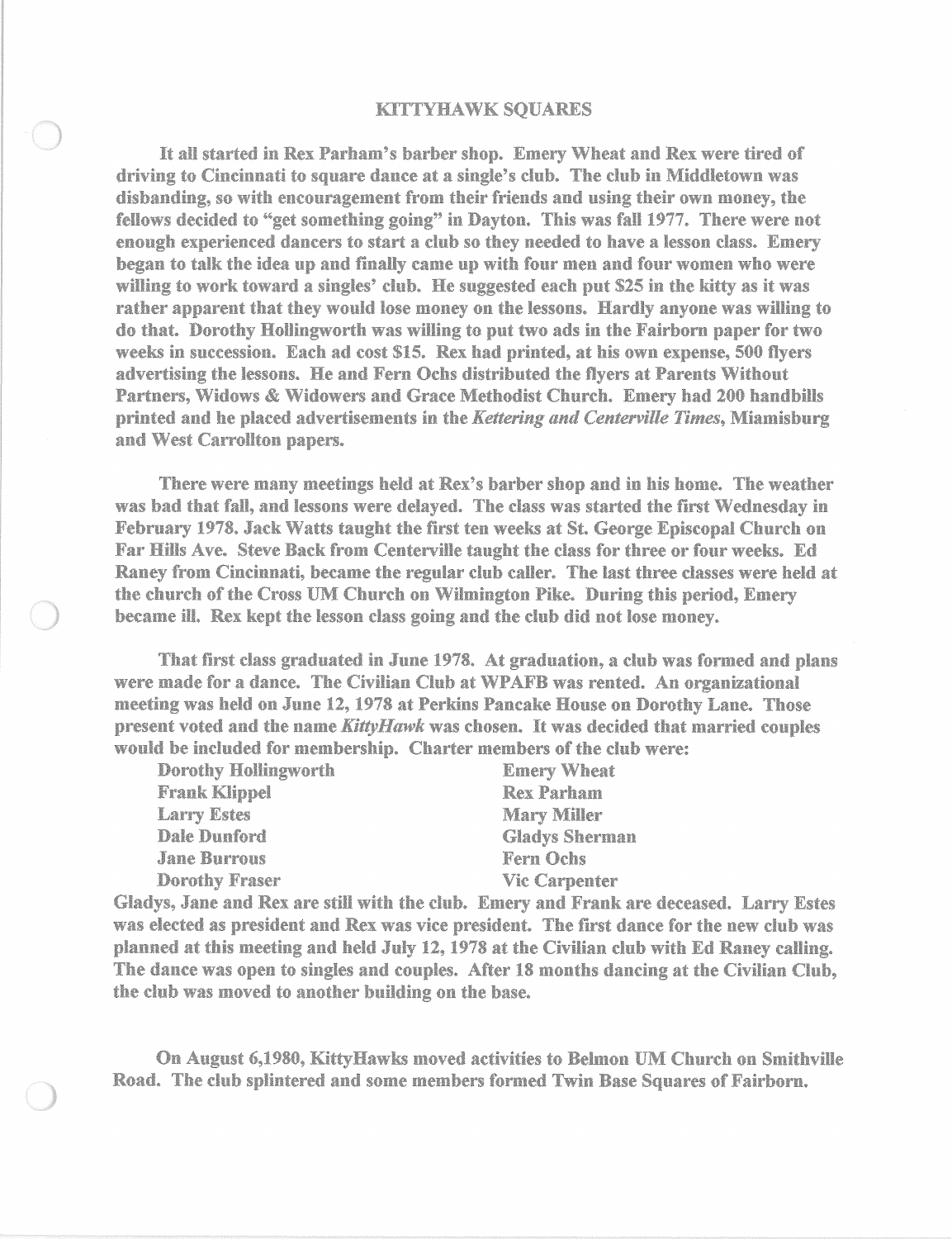# KITTYHAWK SQUARES

It all started in Rex Parham's barber shop. Emery Wheat and Rex were tired of driving to Cincinnati to square dance at a single's club. The club in Middletown was disbanding, so with encouragement from their friends and using their own money, the fellows decided to "get something going" in Dayton. This was fall 1977. There were not enough experienced dancers to start a club so they needed to have a lesson class. Emery began to talk the idea up and finally came up with four men and four women who were willing to work toward a singles' club. He suggested each put $25 in the kitty as it was rather apparent that they would lose money on the lessons. Hardly anyone was willing to do that. Dorothy Hollingworth was willing to put two ads in the Fairborn paper for two weeks in succession. Each ad cost $15. Rex had printed, at his own expense, 500 flyers advertising the lessons. He and Fern Ochs distributed the flyers at Parents Without Partners, Widows & Widowers and Grace Methodist Church. Emery had 200 handbills printed and he placed advertisements in the *Kettering and Centerville Times*, Miamisburg and West Carrollton papers.

There were many meetings held at Rex's barber shop and in his home. The weather was bad that fall, and lessons were delayed. The class was started the first Wednesday in February 1978. Jack Watts taught the first ten weeks at St. George Episcopal Church on Far Hills Ave. Steve Back from Centerville taught the class for three or four weeks. Ed Raney from Cincinnati, became the regular club caller. The last three classes were held at the church of the Cross UM Church on Wilmington Pike. During this period, Emery became ill. Rex kept the lesson class going and the club did not lose money.

That first class graduated in June 1978. At graduation, a club was formed and plans were made for a dance. The Civilian Club at WPAFB was rented. An organizational meeting was held on June 12, 1978 at Perkins Pancake House on Dorothy Lane. Those present voted and the name *KittyHawk* was chosen. It was decided that married couples would be included for membership. Charter members of the club were:

Dorothy Hollingworth
Frank Klippel
Larry Estes
Dale Dunford
Jane Burrous
Dorothy Fraser
Emery Wheat
Rex Parham
Mary Miller
Gladys Sherman
Fern Ochs
Vic Carpenter

Gladys, Jane and Rex are still with the club. Emery and Frank are deceased. Larry Estes was elected as president and Rex was vice president. The first dance for the new club was planned at this meeting and held July 12, 1978 at the Civilian club with Ed Raney calling. The dance was open to singles and couples. After 18 months dancing at the Civilian Club, the club was moved to another building on the base.

On August 6,1980, KittyHawks moved activities to Belmon UM Church on Smithville Road. The club splintered and some members formed Twin Base Squares of Fairborn.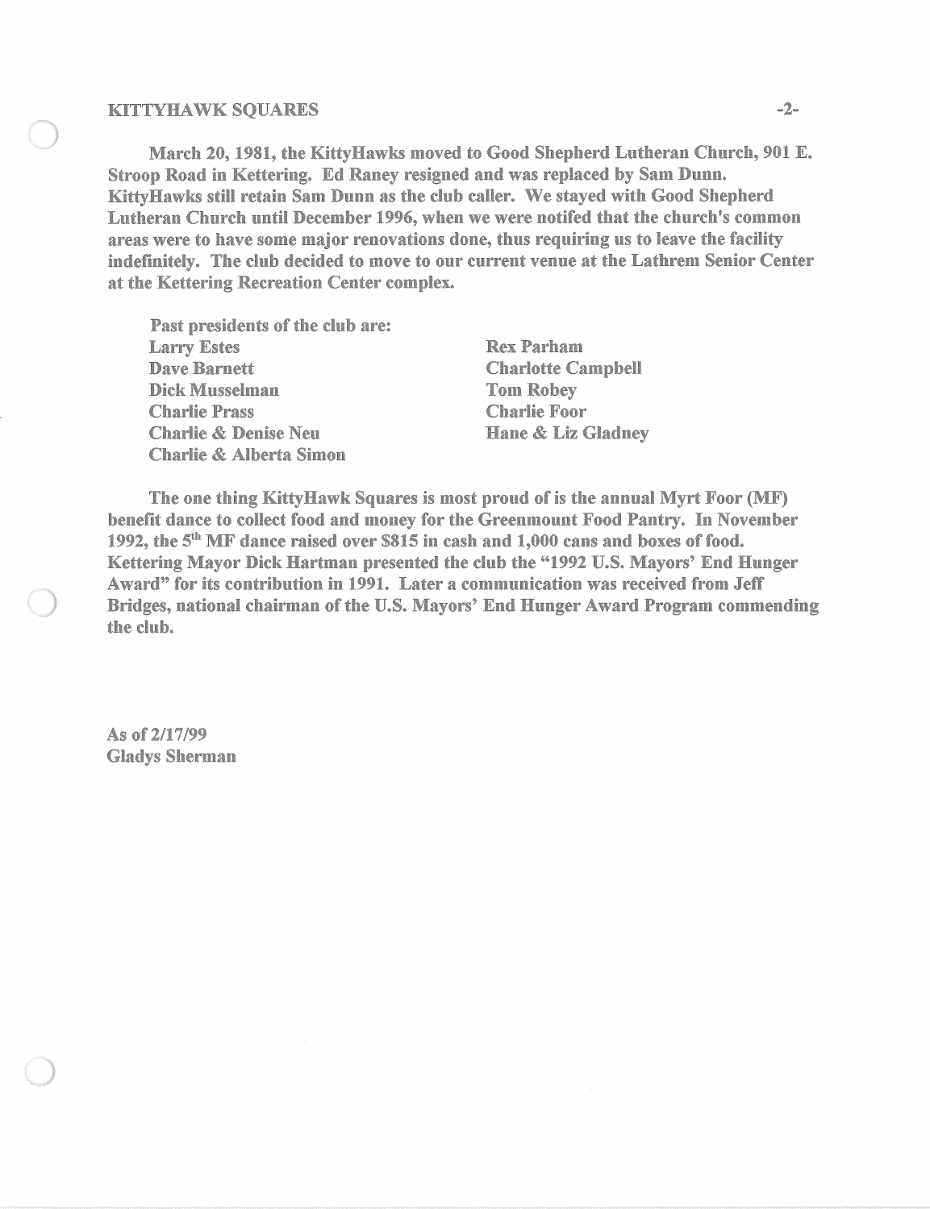March 20, 1981, the KittyHawks moved to Good Shepherd Lutheran Church, 901 E. Stroop Road in Kettering. Ed Raney resigned and was replaced by Sam Dunn. KittyHawks still retain Sam Dunn as the club caller. We stayed with Good Shepherd Lutheran Church until December 1996, when we were notifed that the church's common areas were to have some major renovations done, thus requiring us to leave the facility indefinitely. The club decided to move to our current venue at the Lathrem Senior Center at the Kettering Recreation Center complex.

Past presidents of the club are:

Larry Estes
Dave Barnett
Dick Musselman
Charlie Prass
Charlie & Denise Neu
Charlie & Alberta Simon
Rex Parham
Charlotte Campbell
Tom Robey
Charlie Foor
Hane & Liz Gladney

The one thing KittyHawk Squares is most proud of is the annual Myrt Foor (MF) benefit dance to collect food and money for the Greenmount Food Pantry. In November 1992, the 5th MF dance raised over $815 in cash and 1,000 cans and boxes of food. Kettering Mayor Dick Hartman presented the club the "1992 U.S. Mayors' End Hunger Award" for its contribution in 1991. Later a communication was received from Jeff Bridges, national chairman of the U.S. Mayors' End Hunger Award Program commending the club.

As of 2/17/99
Gladys Sherman